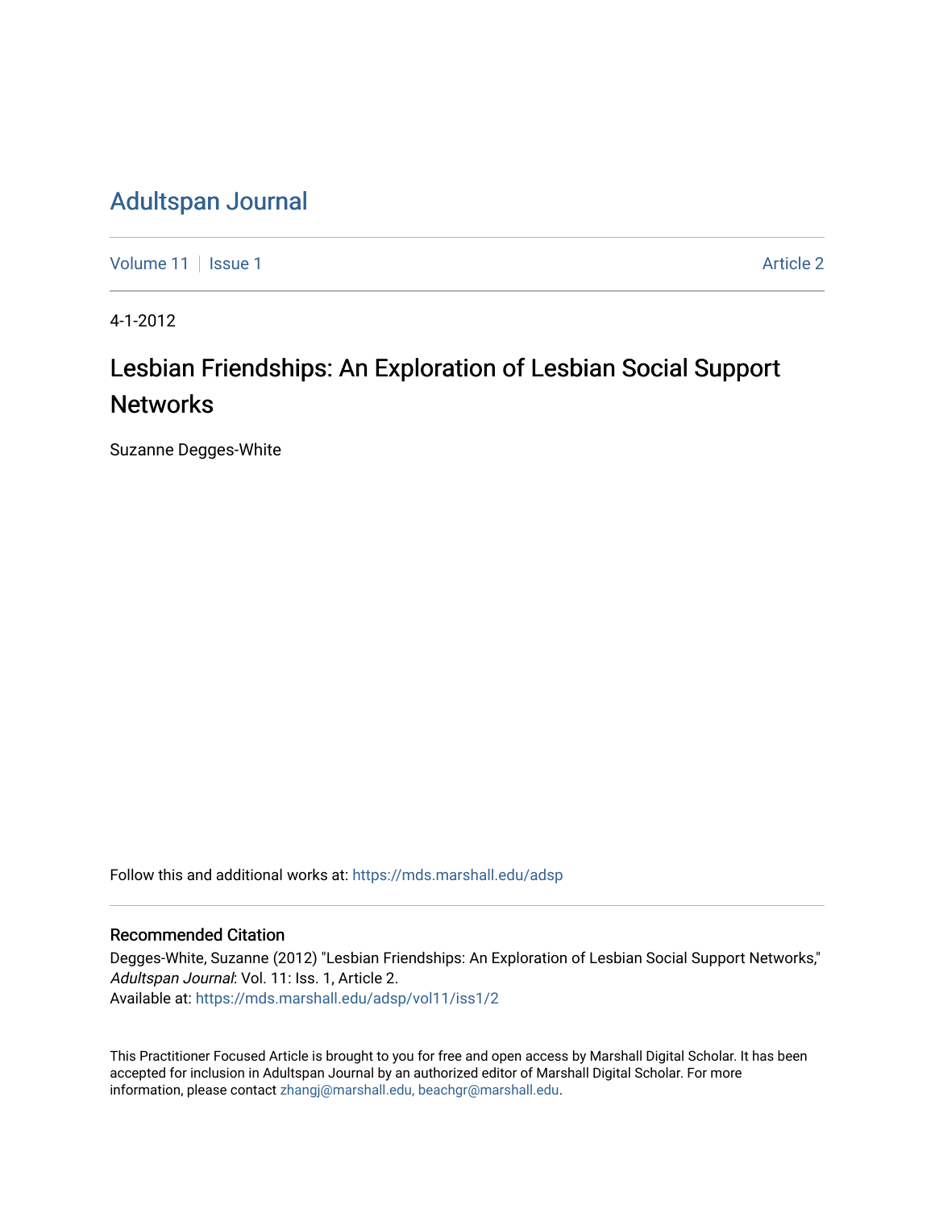# Adultspan Journal

Volume 11 | Issue 1 | Article 2

4-1-2012

## Lesbian Friendships: An Exploration of Lesbian Social Support Networks

Suzanne Degges-White

Follow this and additional works at: https://mds.marshall.edu/adsp

### Recommended Citation

Degges-White, Suzanne (2012) "Lesbian Friendships: An Exploration of Lesbian Social Support Networks," *Adultspan Journal*: Vol. 11: Iss. 1, Article 2.
Available at: https://mds.marshall.edu/adsp/vol11/iss1/2

This Practitioner Focused Article is brought to you for free and open access by Marshall Digital Scholar. It has been accepted for inclusion in Adultspan Journal by an authorized editor of Marshall Digital Scholar. For more information, please contact zhangj@marshall.edu, beachgr@marshall.edu.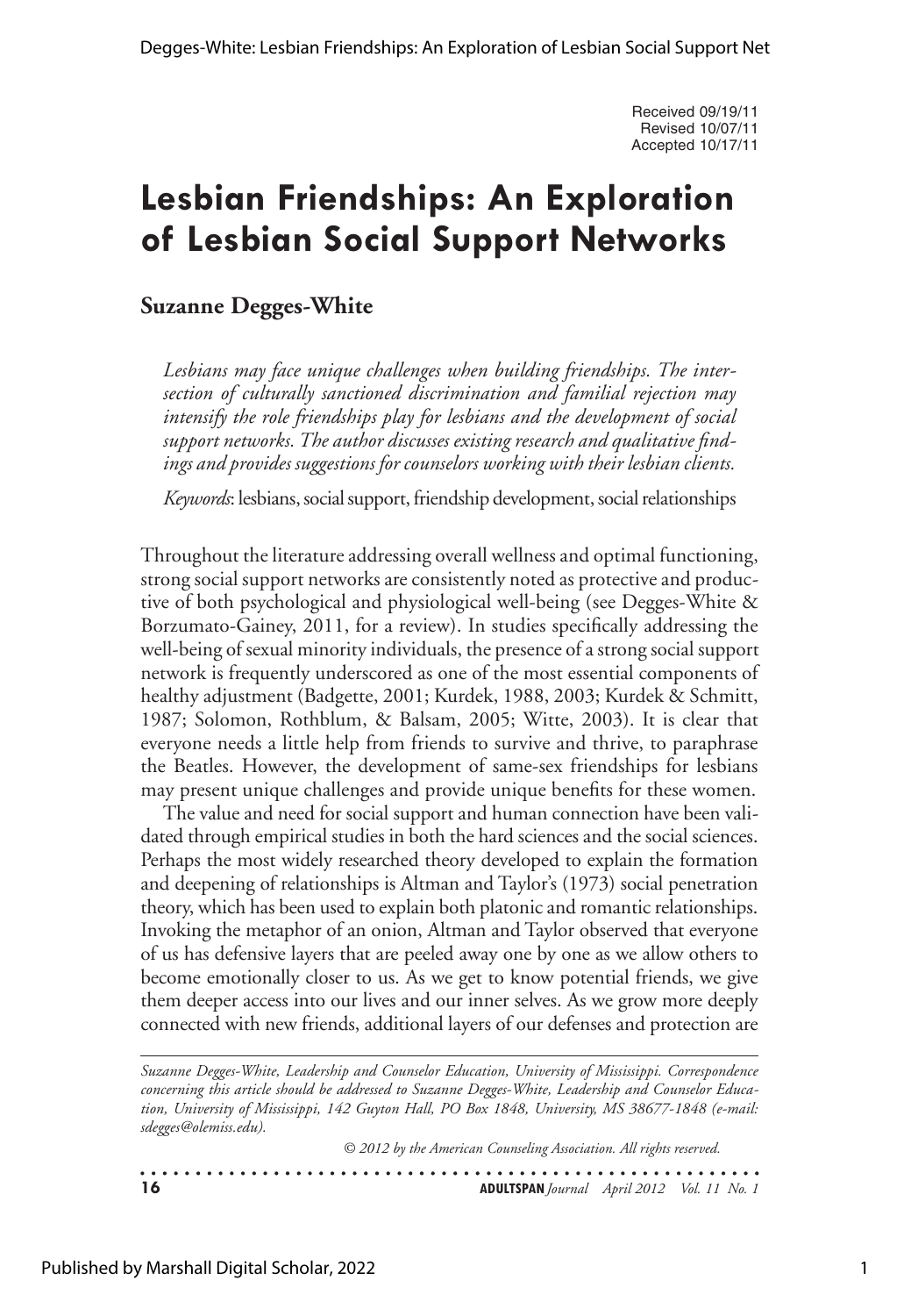Received 09/19/11
Revised 10/07/11
Accepted 10/17/11

# Lesbian Friendships: An Exploration of Lesbian Social Support Networks

**Suzanne Degges-White**

*Lesbians may face unique challenges when building friendships. The intersection of culturally sanctioned discrimination and familial rejection may intensify the role friendships play for lesbians and the development of social support networks. The author discusses existing research and qualitative findings and provides suggestions for counselors working with their lesbian clients.*

*Keywords*: lesbians, social support, friendship development, social relationships

Throughout the literature addressing overall wellness and optimal functioning, strong social support networks are consistently noted as protective and productive of both psychological and physiological well-being (see Degges-White & Borzumato-Gainey, 2011, for a review). In studies specifically addressing the well-being of sexual minority individuals, the presence of a strong social support network is frequently underscored as one of the most essential components of healthy adjustment (Badgette, 2001; Kurdek, 1988, 2003; Kurdek & Schmitt, 1987; Solomon, Rothblum, & Balsam, 2005; Witte, 2003). It is clear that everyone needs a little help from friends to survive and thrive, to paraphrase the Beatles. However, the development of same-sex friendships for lesbians may present unique challenges and provide unique benefits for these women.

The value and need for social support and human connection have been validated through empirical studies in both the hard sciences and the social sciences. Perhaps the most widely researched theory developed to explain the formation and deepening of relationships is Altman and Taylor's (1973) social penetration theory, which has been used to explain both platonic and romantic relationships. Invoking the metaphor of an onion, Altman and Taylor observed that everyone of us has defensive layers that are peeled away one by one as we allow others to become emotionally closer to us. As we get to know potential friends, we give them deeper access into our lives and our inner selves. As we grow more deeply connected with new friends, additional layers of our defenses and protection are

*Suzanne Degges-White, Leadership and Counselor Education, University of Mississippi. Correspondence concerning this article should be addressed to Suzanne Degges-White, Leadership and Counselor Education, University of Mississippi, 142 Guyton Hall, PO Box 1848, University, MS 38677-1848 (e-mail: sdegges@olemiss.edu).*

*© 2012 by the American Counseling Association. All rights reserved.*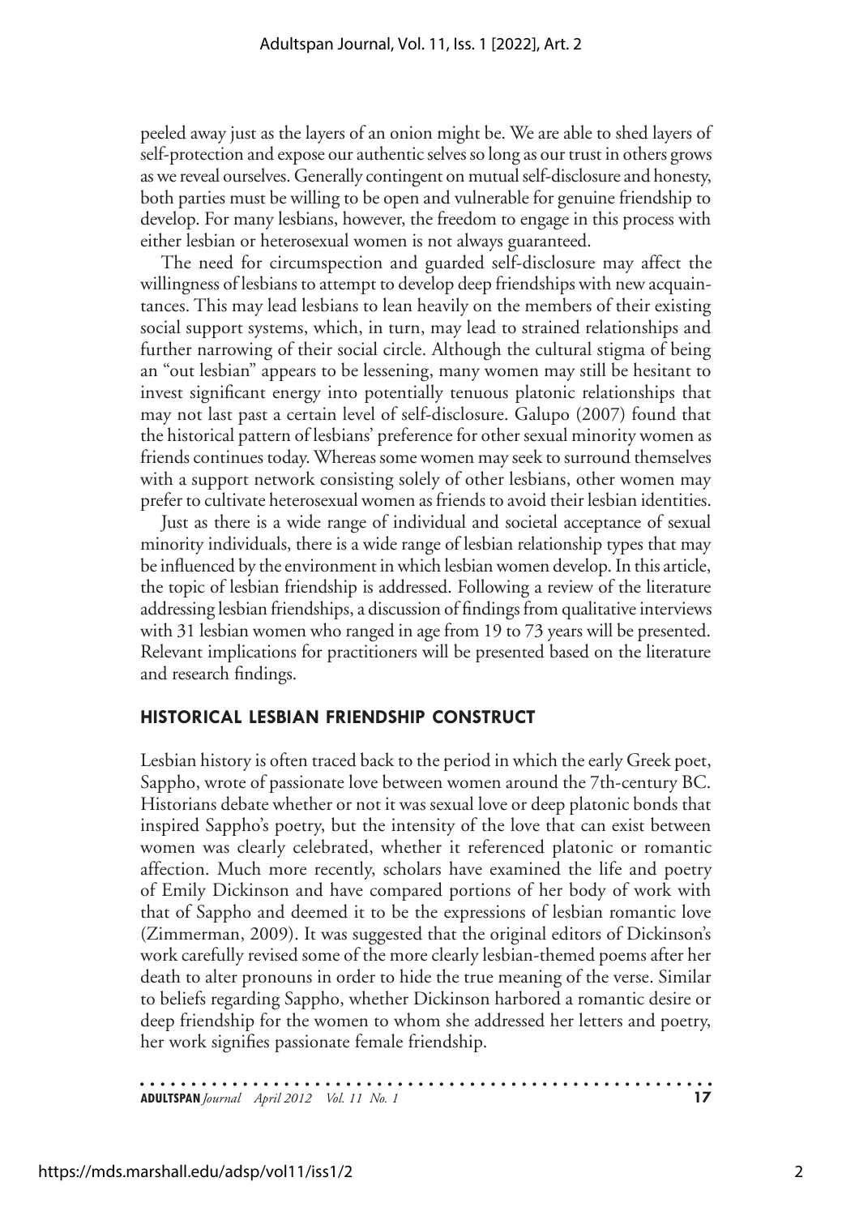peeled away just as the layers of an onion might be. We are able to shed layers of self-protection and expose our authentic selves so long as our trust in others grows as we reveal ourselves. Generally contingent on mutual self-disclosure and honesty, both parties must be willing to be open and vulnerable for genuine friendship to develop. For many lesbians, however, the freedom to engage in this process with either lesbian or heterosexual women is not always guaranteed.

The need for circumspection and guarded self-disclosure may affect the willingness of lesbians to attempt to develop deep friendships with new acquaintances. This may lead lesbians to lean heavily on the members of their existing social support systems, which, in turn, may lead to strained relationships and further narrowing of their social circle. Although the cultural stigma of being an "out lesbian" appears to be lessening, many women may still be hesitant to invest significant energy into potentially tenuous platonic relationships that may not last past a certain level of self-disclosure. Galupo (2007) found that the historical pattern of lesbians' preference for other sexual minority women as friends continues today. Whereas some women may seek to surround themselves with a support network consisting solely of other lesbians, other women may prefer to cultivate heterosexual women as friends to avoid their lesbian identities.

Just as there is a wide range of individual and societal acceptance of sexual minority individuals, there is a wide range of lesbian relationship types that may be influenced by the environment in which lesbian women develop. In this article, the topic of lesbian friendship is addressed. Following a review of the literature addressing lesbian friendships, a discussion of findings from qualitative interviews with 31 lesbian women who ranged in age from 19 to 73 years will be presented. Relevant implications for practitioners will be presented based on the literature and research findings.

## HISTORICAL LESBIAN FRIENDSHIP CONSTRUCT

Lesbian history is often traced back to the period in which the early Greek poet, Sappho, wrote of passionate love between women around the 7th-century BC. Historians debate whether or not it was sexual love or deep platonic bonds that inspired Sappho's poetry, but the intensity of the love that can exist between women was clearly celebrated, whether it referenced platonic or romantic affection. Much more recently, scholars have examined the life and poetry of Emily Dickinson and have compared portions of her body of work with that of Sappho and deemed it to be the expressions of lesbian romantic love (Zimmerman, 2009). It was suggested that the original editors of Dickinson's work carefully revised some of the more clearly lesbian-themed poems after her death to alter pronouns in order to hide the true meaning of the verse. Similar to beliefs regarding Sappho, whether Dickinson harbored a romantic desire or deep friendship for the women to whom she addressed her letters and poetry, her work signifies passionate female friendship.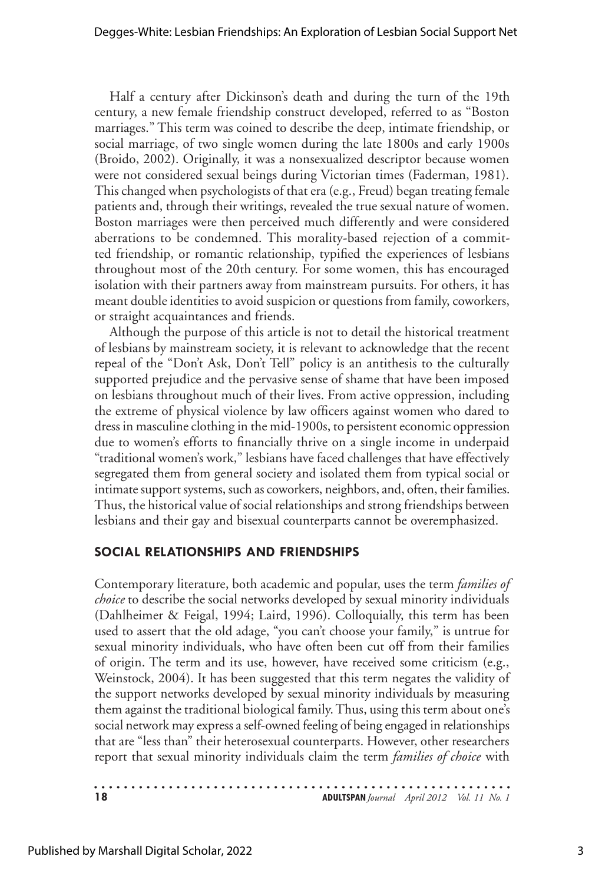Half a century after Dickinson's death and during the turn of the 19th century, a new female friendship construct developed, referred to as "Boston marriages." This term was coined to describe the deep, intimate friendship, or social marriage, of two single women during the late 1800s and early 1900s (Broido, 2002). Originally, it was a nonsexualized descriptor because women were not considered sexual beings during Victorian times (Faderman, 1981). This changed when psychologists of that era (e.g., Freud) began treating female patients and, through their writings, revealed the true sexual nature of women. Boston marriages were then perceived much differently and were considered aberrations to be condemned. This morality-based rejection of a committed friendship, or romantic relationship, typified the experiences of lesbians throughout most of the 20th century. For some women, this has encouraged isolation with their partners away from mainstream pursuits. For others, it has meant double identities to avoid suspicion or questions from family, coworkers, or straight acquaintances and friends.

Although the purpose of this article is not to detail the historical treatment of lesbians by mainstream society, it is relevant to acknowledge that the recent repeal of the "Don't Ask, Don't Tell" policy is an antithesis to the culturally supported prejudice and the pervasive sense of shame that have been imposed on lesbians throughout much of their lives. From active oppression, including the extreme of physical violence by law officers against women who dared to dress in masculine clothing in the mid-1900s, to persistent economic oppression due to women's efforts to financially thrive on a single income in underpaid "traditional women's work," lesbians have faced challenges that have effectively segregated them from general society and isolated them from typical social or intimate support systems, such as coworkers, neighbors, and, often, their families. Thus, the historical value of social relationships and strong friendships between lesbians and their gay and bisexual counterparts cannot be overemphasized.

## SOCIAL RELATIONSHIPS AND FRIENDSHIPS

Contemporary literature, both academic and popular, uses the term *families of choice* to describe the social networks developed by sexual minority individuals (Dahlheimer & Feigal, 1994; Laird, 1996). Colloquially, this term has been used to assert that the old adage, "you can't choose your family," is untrue for sexual minority individuals, who have often been cut off from their families of origin. The term and its use, however, have received some criticism (e.g., Weinstock, 2004). It has been suggested that this term negates the validity of the support networks developed by sexual minority individuals by measuring them against the traditional biological family. Thus, using this term about one's social network may express a self-owned feeling of being engaged in relationships that are "less than" their heterosexual counterparts. However, other researchers report that sexual minority individuals claim the term *families of choice* with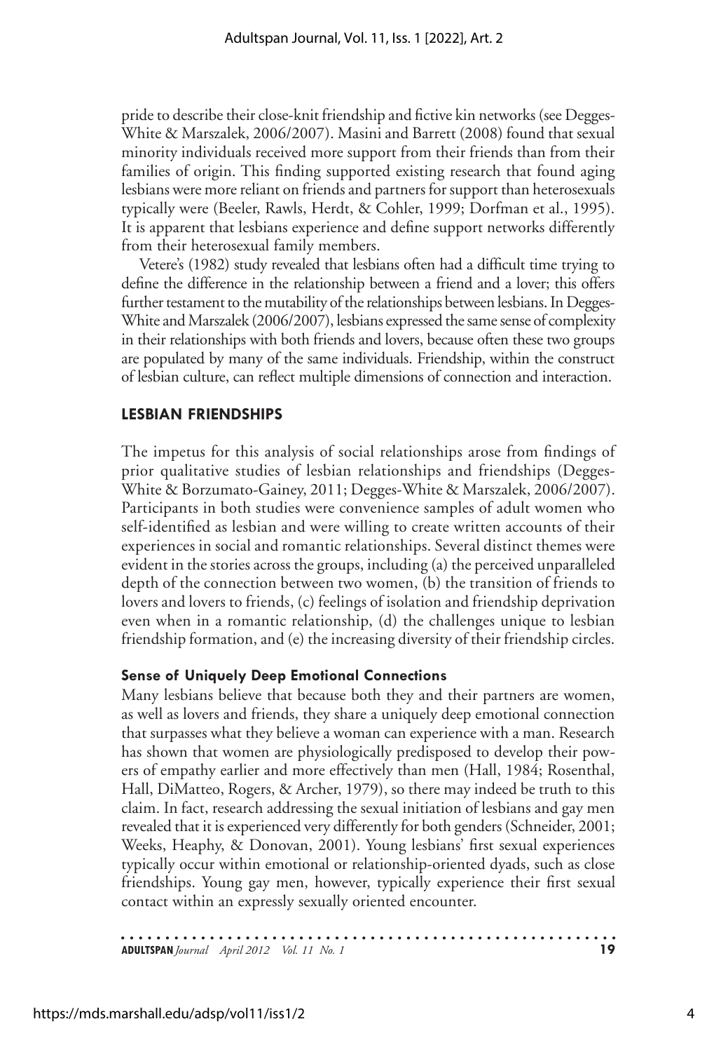pride to describe their close-knit friendship and fictive kin networks (see Degges-White & Marszalek, 2006/2007). Masini and Barrett (2008) found that sexual minority individuals received more support from their friends than from their families of origin. This finding supported existing research that found aging lesbians were more reliant on friends and partners for support than heterosexuals typically were (Beeler, Rawls, Herdt, & Cohler, 1999; Dorfman et al., 1995). It is apparent that lesbians experience and define support networks differently from their heterosexual family members.

Vetere's (1982) study revealed that lesbians often had a difficult time trying to define the difference in the relationship between a friend and a lover; this offers further testament to the mutability of the relationships between lesbians. In Degges-White and Marszalek (2006/2007), lesbians expressed the same sense of complexity in their relationships with both friends and lovers, because often these two groups are populated by many of the same individuals. Friendship, within the construct of lesbian culture, can reflect multiple dimensions of connection and interaction.

## LESBIAN FRIENDSHIPS

The impetus for this analysis of social relationships arose from findings of prior qualitative studies of lesbian relationships and friendships (Degges-White & Borzumato-Gainey, 2011; Degges-White & Marszalek, 2006/2007). Participants in both studies were convenience samples of adult women who self-identified as lesbian and were willing to create written accounts of their experiences in social and romantic relationships. Several distinct themes were evident in the stories across the groups, including (a) the perceived unparalleled depth of the connection between two women, (b) the transition of friends to lovers and lovers to friends, (c) feelings of isolation and friendship deprivation even when in a romantic relationship, (d) the challenges unique to lesbian friendship formation, and (e) the increasing diversity of their friendship circles.

### Sense of Uniquely Deep Emotional Connections

Many lesbians believe that because both they and their partners are women, as well as lovers and friends, they share a uniquely deep emotional connection that surpasses what they believe a woman can experience with a man. Research has shown that women are physiologically predisposed to develop their powers of empathy earlier and more effectively than men (Hall, 1984; Rosenthal, Hall, DiMatteo, Rogers, & Archer, 1979), so there may indeed be truth to this claim. In fact, research addressing the sexual initiation of lesbians and gay men revealed that it is experienced very differently for both genders (Schneider, 2001; Weeks, Heaphy, & Donovan, 2001). Young lesbians' first sexual experiences typically occur within emotional or relationship-oriented dyads, such as close friendships. Young gay men, however, typically experience their first sexual contact within an expressly sexually oriented encounter.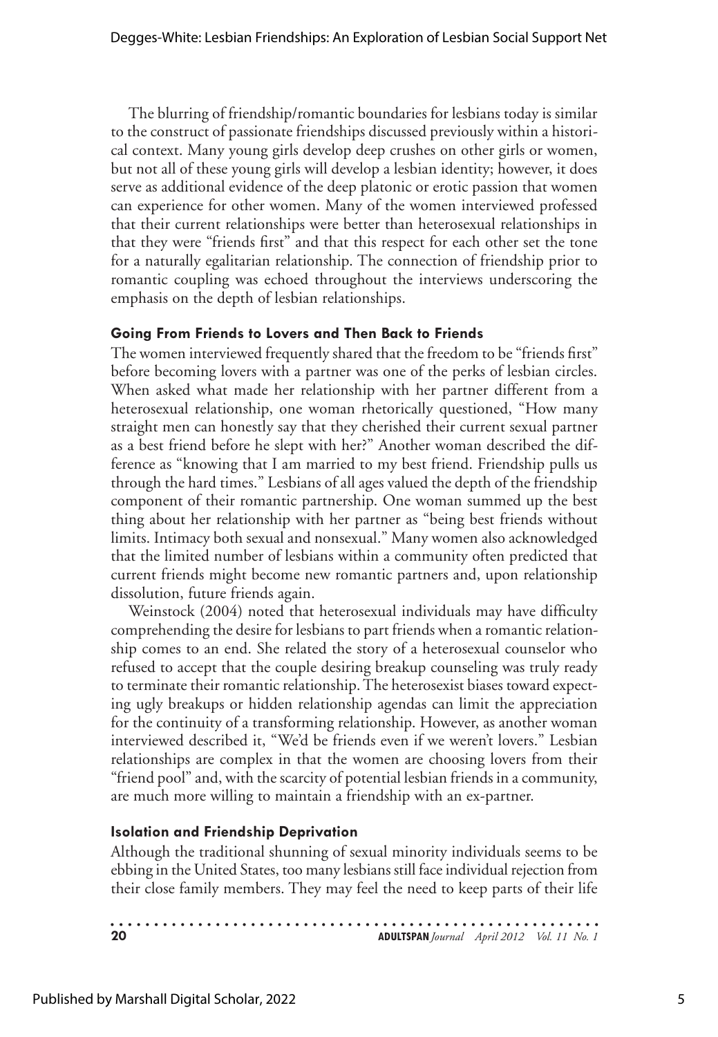The blurring of friendship/romantic boundaries for lesbians today is similar to the construct of passionate friendships discussed previously within a historical context. Many young girls develop deep crushes on other girls or women, but not all of these young girls will develop a lesbian identity; however, it does serve as additional evidence of the deep platonic or erotic passion that women can experience for other women. Many of the women interviewed professed that their current relationships were better than heterosexual relationships in that they were "friends first" and that this respect for each other set the tone for a naturally egalitarian relationship. The connection of friendship prior to romantic coupling was echoed throughout the interviews underscoring the emphasis on the depth of lesbian relationships.

### Going From Friends to Lovers and Then Back to Friends

The women interviewed frequently shared that the freedom to be "friends first" before becoming lovers with a partner was one of the perks of lesbian circles. When asked what made her relationship with her partner different from a heterosexual relationship, one woman rhetorically questioned, "How many straight men can honestly say that they cherished their current sexual partner as a best friend before he slept with her?" Another woman described the difference as "knowing that I am married to my best friend. Friendship pulls us through the hard times." Lesbians of all ages valued the depth of the friendship component of their romantic partnership. One woman summed up the best thing about her relationship with her partner as "being best friends without limits. Intimacy both sexual and nonsexual." Many women also acknowledged that the limited number of lesbians within a community often predicted that current friends might become new romantic partners and, upon relationship dissolution, future friends again.

Weinstock (2004) noted that heterosexual individuals may have difficulty comprehending the desire for lesbians to part friends when a romantic relationship comes to an end. She related the story of a heterosexual counselor who refused to accept that the couple desiring breakup counseling was truly ready to terminate their romantic relationship. The heterosexist biases toward expecting ugly breakups or hidden relationship agendas can limit the appreciation for the continuity of a transforming relationship. However, as another woman interviewed described it, "We'd be friends even if we weren't lovers." Lesbian relationships are complex in that the women are choosing lovers from their "friend pool" and, with the scarcity of potential lesbian friends in a community, are much more willing to maintain a friendship with an ex-partner.

### Isolation and Friendship Deprivation

Although the traditional shunning of sexual minority individuals seems to be ebbing in the United States, too many lesbians still face individual rejection from their close family members. They may feel the need to keep parts of their life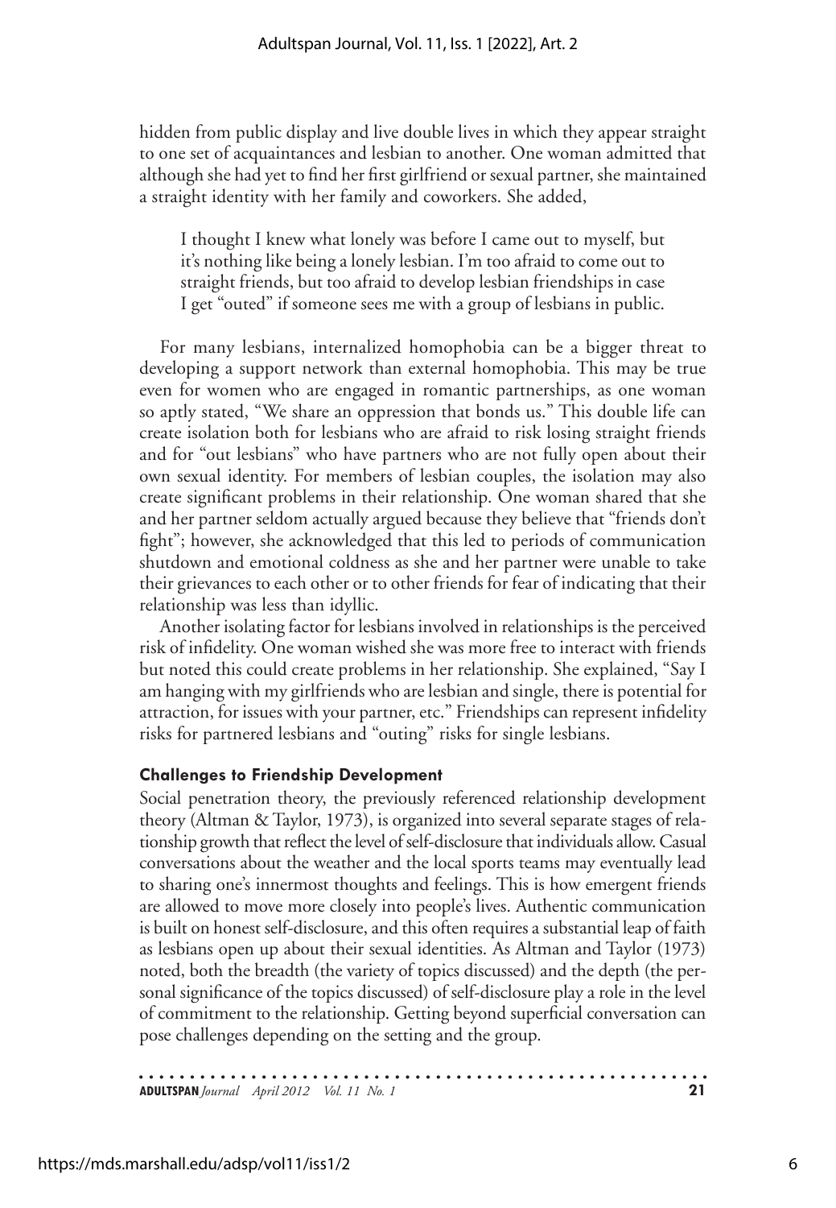hidden from public display and live double lives in which they appear straight to one set of acquaintances and lesbian to another. One woman admitted that although she had yet to find her first girlfriend or sexual partner, she maintained a straight identity with her family and coworkers. She added,

> I thought I knew what lonely was before I came out to myself, but it's nothing like being a lonely lesbian. I'm too afraid to come out to straight friends, but too afraid to develop lesbian friendships in case I get "outed" if someone sees me with a group of lesbians in public.

For many lesbians, internalized homophobia can be a bigger threat to developing a support network than external homophobia. This may be true even for women who are engaged in romantic partnerships, as one woman so aptly stated, "We share an oppression that bonds us." This double life can create isolation both for lesbians who are afraid to risk losing straight friends and for "out lesbians" who have partners who are not fully open about their own sexual identity. For members of lesbian couples, the isolation may also create significant problems in their relationship. One woman shared that she and her partner seldom actually argued because they believe that "friends don't fight"; however, she acknowledged that this led to periods of communication shutdown and emotional coldness as she and her partner were unable to take their grievances to each other or to other friends for fear of indicating that their relationship was less than idyllic.

Another isolating factor for lesbians involved in relationships is the perceived risk of infidelity. One woman wished she was more free to interact with friends but noted this could create problems in her relationship. She explained, "Say I am hanging with my girlfriends who are lesbian and single, there is potential for attraction, for issues with your partner, etc." Friendships can represent infidelity risks for partnered lesbians and "outing" risks for single lesbians.

### Challenges to Friendship Development

Social penetration theory, the previously referenced relationship development theory (Altman & Taylor, 1973), is organized into several separate stages of relationship growth that reflect the level of self-disclosure that individuals allow. Casual conversations about the weather and the local sports teams may eventually lead to sharing one's innermost thoughts and feelings. This is how emergent friends are allowed to move more closely into people's lives. Authentic communication is built on honest self-disclosure, and this often requires a substantial leap of faith as lesbians open up about their sexual identities. As Altman and Taylor (1973) noted, both the breadth (the variety of topics discussed) and the depth (the personal significance of the topics discussed) of self-disclosure play a role in the level of commitment to the relationship. Getting beyond superficial conversation can pose challenges depending on the setting and the group.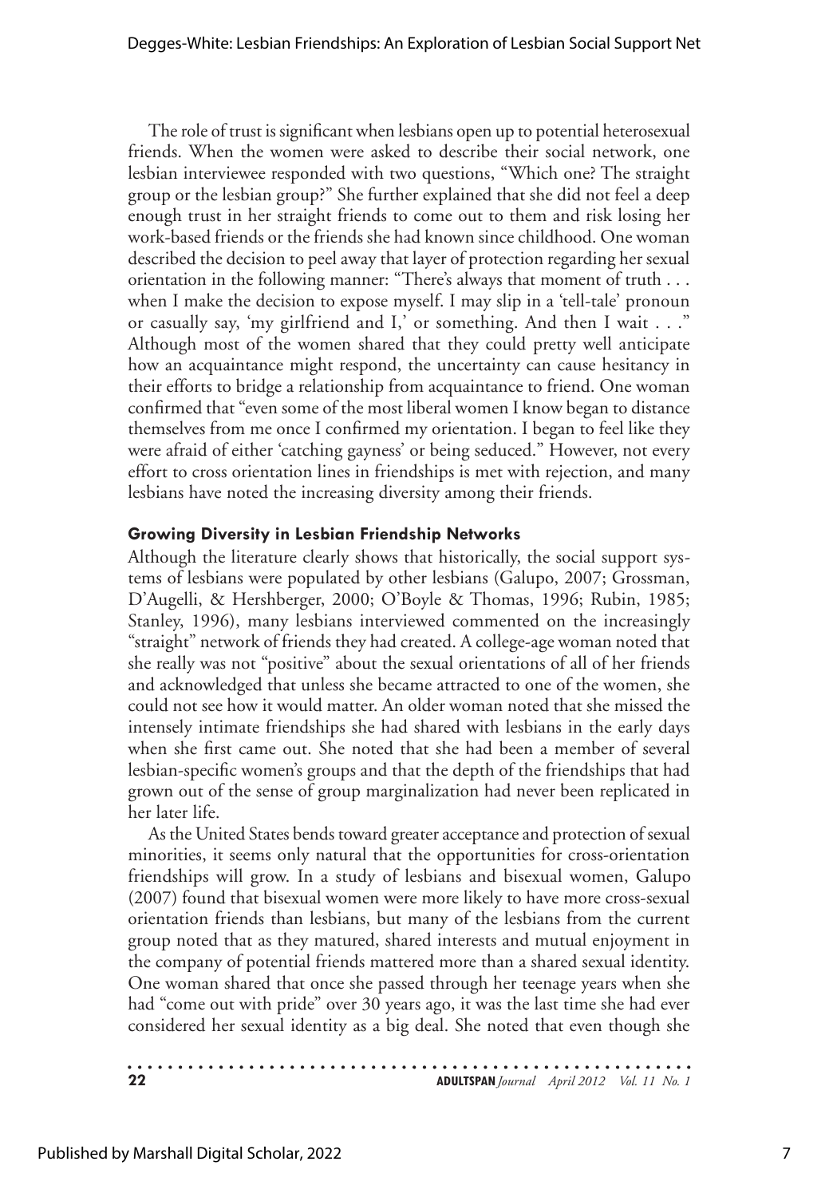The role of trust is significant when lesbians open up to potential heterosexual friends. When the women were asked to describe their social network, one lesbian interviewee responded with two questions, "Which one? The straight group or the lesbian group?" She further explained that she did not feel a deep enough trust in her straight friends to come out to them and risk losing her work-based friends or the friends she had known since childhood. One woman described the decision to peel away that layer of protection regarding her sexual orientation in the following manner: "There's always that moment of truth . . . when I make the decision to expose myself. I may slip in a 'tell-tale' pronoun or casually say, 'my girlfriend and I,' or something. And then I wait . . ." Although most of the women shared that they could pretty well anticipate how an acquaintance might respond, the uncertainty can cause hesitancy in their efforts to bridge a relationship from acquaintance to friend. One woman confirmed that "even some of the most liberal women I know began to distance themselves from me once I confirmed my orientation. I began to feel like they were afraid of either 'catching gayness' or being seduced." However, not every effort to cross orientation lines in friendships is met with rejection, and many lesbians have noted the increasing diversity among their friends.

### Growing Diversity in Lesbian Friendship Networks

Although the literature clearly shows that historically, the social support systems of lesbians were populated by other lesbians (Galupo, 2007; Grossman, D'Augelli, & Hershberger, 2000; O'Boyle & Thomas, 1996; Rubin, 1985; Stanley, 1996), many lesbians interviewed commented on the increasingly "straight" network of friends they had created. A college-age woman noted that she really was not "positive" about the sexual orientations of all of her friends and acknowledged that unless she became attracted to one of the women, she could not see how it would matter. An older woman noted that she missed the intensely intimate friendships she had shared with lesbians in the early days when she first came out. She noted that she had been a member of several lesbian-specific women's groups and that the depth of the friendships that had grown out of the sense of group marginalization had never been replicated in her later life.

As the United States bends toward greater acceptance and protection of sexual minorities, it seems only natural that the opportunities for cross-orientation friendships will grow. In a study of lesbians and bisexual women, Galupo (2007) found that bisexual women were more likely to have more cross-sexual orientation friends than lesbians, but many of the lesbians from the current group noted that as they matured, shared interests and mutual enjoyment in the company of potential friends mattered more than a shared sexual identity. One woman shared that once she passed through her teenage years when she had "come out with pride" over 30 years ago, it was the last time she had ever considered her sexual identity as a big deal. She noted that even though she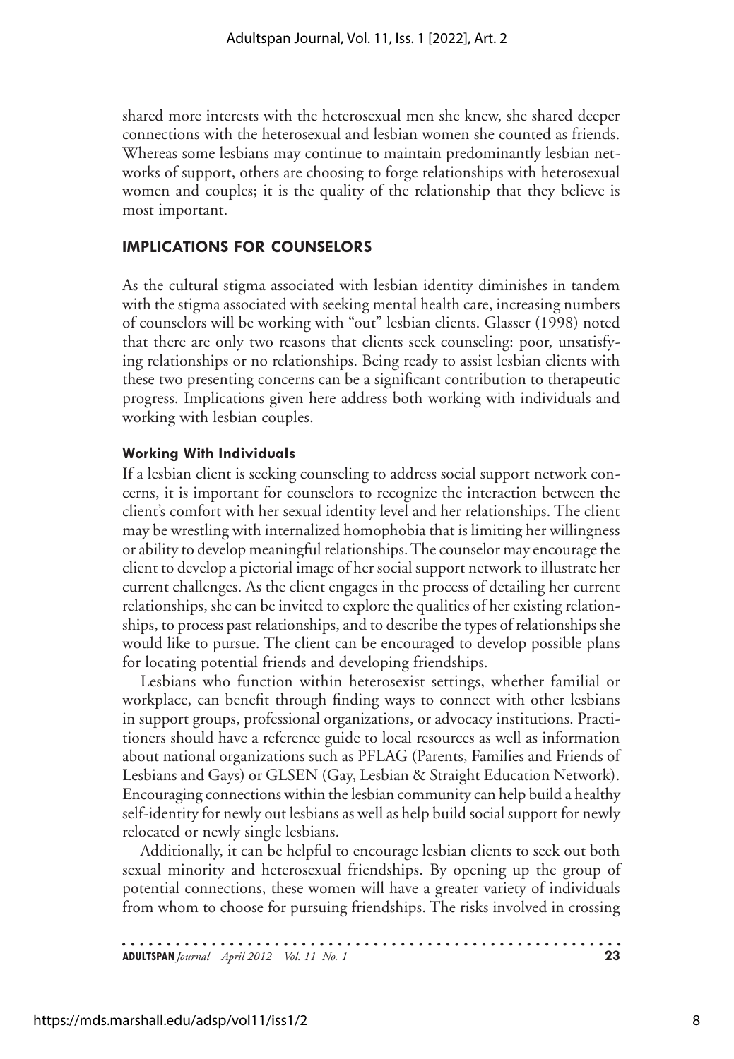shared more interests with the heterosexual men she knew, she shared deeper connections with the heterosexual and lesbian women she counted as friends. Whereas some lesbians may continue to maintain predominantly lesbian networks of support, others are choosing to forge relationships with heterosexual women and couples; it is the quality of the relationship that they believe is most important.

## IMPLICATIONS FOR COUNSELORS

As the cultural stigma associated with lesbian identity diminishes in tandem with the stigma associated with seeking mental health care, increasing numbers of counselors will be working with "out" lesbian clients. Glasser (1998) noted that there are only two reasons that clients seek counseling: poor, unsatisfying relationships or no relationships. Being ready to assist lesbian clients with these two presenting concerns can be a significant contribution to therapeutic progress. Implications given here address both working with individuals and working with lesbian couples.

### Working With Individuals

If a lesbian client is seeking counseling to address social support network concerns, it is important for counselors to recognize the interaction between the client's comfort with her sexual identity level and her relationships. The client may be wrestling with internalized homophobia that is limiting her willingness or ability to develop meaningful relationships. The counselor may encourage the client to develop a pictorial image of her social support network to illustrate her current challenges. As the client engages in the process of detailing her current relationships, she can be invited to explore the qualities of her existing relationships, to process past relationships, and to describe the types of relationships she would like to pursue. The client can be encouraged to develop possible plans for locating potential friends and developing friendships.

Lesbians who function within heterosexist settings, whether familial or workplace, can benefit through finding ways to connect with other lesbians in support groups, professional organizations, or advocacy institutions. Practitioners should have a reference guide to local resources as well as information about national organizations such as PFLAG (Parents, Families and Friends of Lesbians and Gays) or GLSEN (Gay, Lesbian & Straight Education Network). Encouraging connections within the lesbian community can help build a healthy self-identity for newly out lesbians as well as help build social support for newly relocated or newly single lesbians.

Additionally, it can be helpful to encourage lesbian clients to seek out both sexual minority and heterosexual friendships. By opening up the group of potential connections, these women will have a greater variety of individuals from whom to choose for pursuing friendships. The risks involved in crossing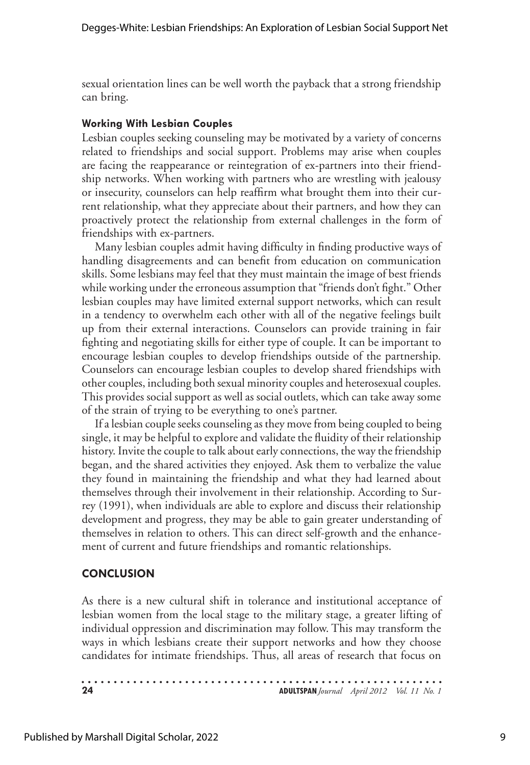sexual orientation lines can be well worth the payback that a strong friendship can bring.

#### Working With Lesbian Couples

Lesbian couples seeking counseling may be motivated by a variety of concerns related to friendships and social support. Problems may arise when couples are facing the reappearance or reintegration of ex-partners into their friendship networks. When working with partners who are wrestling with jealousy or insecurity, counselors can help reaffirm what brought them into their current relationship, what they appreciate about their partners, and how they can proactively protect the relationship from external challenges in the form of friendships with ex-partners.

Many lesbian couples admit having difficulty in finding productive ways of handling disagreements and can benefit from education on communication skills. Some lesbians may feel that they must maintain the image of best friends while working under the erroneous assumption that "friends don't fight." Other lesbian couples may have limited external support networks, which can result in a tendency to overwhelm each other with all of the negative feelings built up from their external interactions. Counselors can provide training in fair fighting and negotiating skills for either type of couple. It can be important to encourage lesbian couples to develop friendships outside of the partnership. Counselors can encourage lesbian couples to develop shared friendships with other couples, including both sexual minority couples and heterosexual couples. This provides social support as well as social outlets, which can take away some of the strain of trying to be everything to one's partner.

If a lesbian couple seeks counseling as they move from being coupled to being single, it may be helpful to explore and validate the fluidity of their relationship history. Invite the couple to talk about early connections, the way the friendship began, and the shared activities they enjoyed. Ask them to verbalize the value they found in maintaining the friendship and what they had learned about themselves through their involvement in their relationship. According to Surrey (1991), when individuals are able to explore and discuss their relationship development and progress, they may be able to gain greater understanding of themselves in relation to others. This can direct self-growth and the enhancement of current and future friendships and romantic relationships.

## CONCLUSION

As there is a new cultural shift in tolerance and institutional acceptance of lesbian women from the local stage to the military stage, a greater lifting of individual oppression and discrimination may follow. This may transform the ways in which lesbians create their support networks and how they choose candidates for intimate friendships. Thus, all areas of research that focus on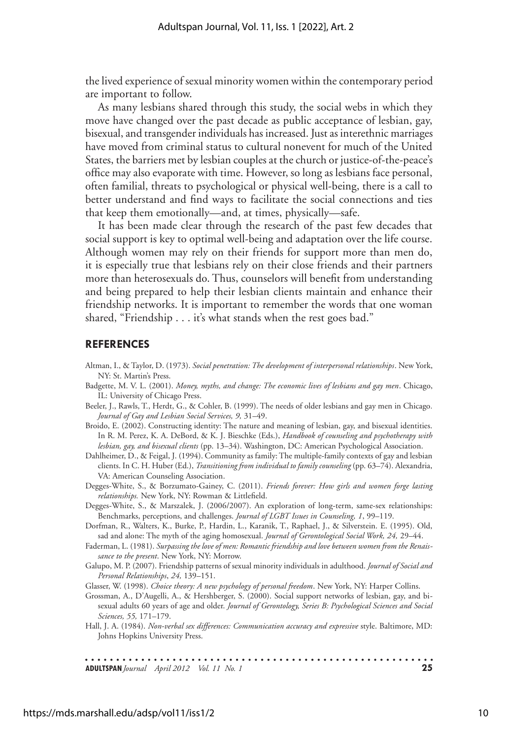the lived experience of sexual minority women within the contemporary period are important to follow.

As many lesbians shared through this study, the social webs in which they move have changed over the past decade as public acceptance of lesbian, gay, bisexual, and transgender individuals has increased. Just as interethnic marriages have moved from criminal status to cultural nonevent for much of the United States, the barriers met by lesbian couples at the church or justice-of-the-peace's office may also evaporate with time. However, so long as lesbians face personal, often familial, threats to psychological or physical well-being, there is a call to better understand and find ways to facilitate the social connections and ties that keep them emotionally—and, at times, physically—safe.

It has been made clear through the research of the past few decades that social support is key to optimal well-being and adaptation over the life course. Although women may rely on their friends for support more than men do, it is especially true that lesbians rely on their close friends and their partners more than heterosexuals do. Thus, counselors will benefit from understanding and being prepared to help their lesbian clients maintain and enhance their friendship networks. It is important to remember the words that one woman shared, "Friendship . . . it's what stands when the rest goes bad."

## REFERENCES

Altman, I., & Taylor, D. (1973). *Social penetration: The development of interpersonal relationships*. New York, NY: St. Martin's Press.

Badgette, M. V. L. (2001). *Money, myths, and change: The economic lives of lesbians and gay men*. Chicago, IL: University of Chicago Press.

Beeler, J., Rawls, T., Herdt, G., & Cohler, B. (1999). The needs of older lesbians and gay men in Chicago. *Journal of Gay and Lesbian Social Services, 9,* 31–49.

Broido, E. (2002). Constructing identity: The nature and meaning of lesbian, gay, and bisexual identities. In R. M. Perez, K. A. DeBord, & K. J. Bieschke (Eds.), *Handbook of counseling and psychotherapy with lesbian, gay, and bisexual clients* (pp. 13–34). Washington, DC: American Psychological Association.

Dahlheimer, D., & Feigal, J. (1994). Community as family: The multiple-family contexts of gay and lesbian clients. In C. H. Huber (Ed.), *Transitioning from individual to family counseling* (pp. 63–74). Alexandria, VA: American Counseling Association.

Degges-White, S., & Borzumato-Gainey, C. (2011). *Friends forever: How girls and women forge lasting relationships.* New York, NY: Rowman & Littlefield.

Degges-White, S., & Marszalek, J. (2006/2007). An exploration of long-term, same-sex relationships: Benchmarks, perceptions, and challenges. *Journal of LGBT Issues in Counseling, 1*, 99–119.

Dorfman, R., Walters, K., Burke, P., Hardin, L., Karanik, T., Raphael, J., & Silverstein. E. (1995). Old, sad and alone: The myth of the aging homosexual. *Journal of Gerontological Social Work, 24,* 29–44.

Faderman, L. (1981). *Surpassing the love of men: Romantic friendship and love between women from the Renaissance to the present*. New York, NY: Morrow.

Galupo, M. P. (2007). Friendship patterns of sexual minority individuals in adulthood. *Journal of Social and Personal Relationships*, *24,* 139–151.

Glasser, W. (1998). *Choice theory: A new psychology of personal freedom*. New York, NY: Harper Collins.

Grossman, A., D'Augelli, A., & Hershberger, S. (2000). Social support networks of lesbian, gay, and bisexual adults 60 years of age and older. *Journal of Gerontology, Series B: Psychological Sciences and Social Sciences, 55,* 171–179.

Hall, J. A. (1984). *Non-verbal sex differences: Communication accuracy and expressive* style. Baltimore, MD: Johns Hopkins University Press.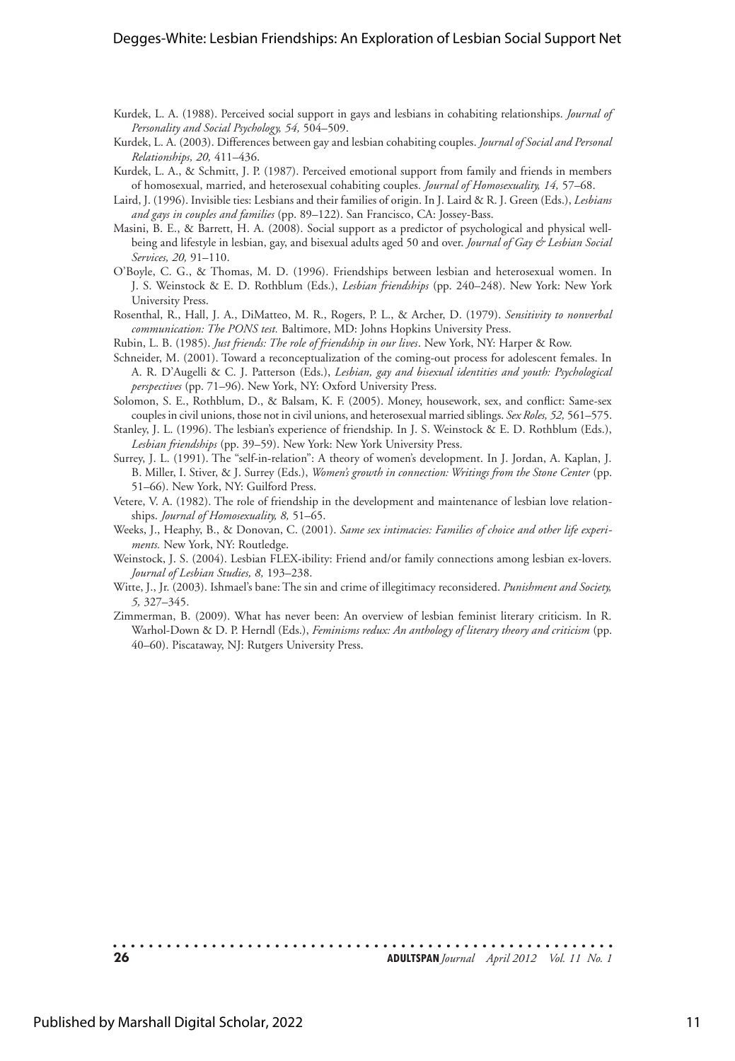Kurdek, L. A. (1988). Perceived social support in gays and lesbians in cohabiting relationships. *Journal of Personality and Social Psychology, 54,* 504–509.

Kurdek, L. A. (2003). Differences between gay and lesbian cohabiting couples. *Journal of Social and Personal Relationships, 20,* 411–436.

Kurdek, L. A., & Schmitt, J. P. (1987). Perceived emotional support from family and friends in members of homosexual, married, and heterosexual cohabiting couples. *Journal of Homosexuality, 14,* 57–68.

Laird, J. (1996). Invisible ties: Lesbians and their families of origin. In J. Laird & R. J. Green (Eds.), *Lesbians and gays in couples and families* (pp. 89–122). San Francisco, CA: Jossey-Bass.

Masini, B. E., & Barrett, H. A. (2008). Social support as a predictor of psychological and physical well-being and lifestyle in lesbian, gay, and bisexual adults aged 50 and over. *Journal of Gay & Lesbian Social Services, 20,* 91–110.

O'Boyle, C. G., & Thomas, M. D. (1996). Friendships between lesbian and heterosexual women. In J. S. Weinstock & E. D. Rothblum (Eds.), *Lesbian friendships* (pp. 240–248). New York: New York University Press.

Rosenthal, R., Hall, J. A., DiMatteo, M. R., Rogers, P. L., & Archer, D. (1979). *Sensitivity to nonverbal communication: The PONS test.* Baltimore, MD: Johns Hopkins University Press.

Rubin, L. B. (1985). *Just friends: The role of friendship in our lives*. New York, NY: Harper & Row.

Schneider, M. (2001). Toward a reconceptualization of the coming-out process for adolescent females. In A. R. D'Augelli & C. J. Patterson (Eds.), *Lesbian, gay and bisexual identities and youth: Psychological perspectives* (pp. 71–96). New York, NY: Oxford University Press.

Solomon, S. E., Rothblum, D., & Balsam, K. F. (2005). Money, housework, sex, and conflict: Same-sex couples in civil unions, those not in civil unions, and heterosexual married siblings. *Sex Roles, 52,* 561–575.

Stanley, J. L. (1996). The lesbian's experience of friendship. In J. S. Weinstock & E. D. Rothblum (Eds.), *Lesbian friendships* (pp. 39–59). New York: New York University Press.

Surrey, J. L. (1991). The "self-in-relation": A theory of women's development. In J. Jordan, A. Kaplan, J. B. Miller, I. Stiver, & J. Surrey (Eds.), *Women's growth in connection: Writings from the Stone Center* (pp. 51–66). New York, NY: Guilford Press.

Vetere, V. A. (1982). The role of friendship in the development and maintenance of lesbian love relationships. *Journal of Homosexuality, 8,* 51–65.

Weeks, J., Heaphy, B., & Donovan, C. (2001). *Same sex intimacies: Families of choice and other life experiments.* New York, NY: Routledge.

Weinstock, J. S. (2004). Lesbian FLEX-ibility: Friend and/or family connections among lesbian ex-lovers. *Journal of Lesbian Studies, 8,* 193–238.

Witte, J., Jr. (2003). Ishmael's bane: The sin and crime of illegitimacy reconsidered. *Punishment and Society, 5,* 327–345.

Zimmerman, B. (2009). What has never been: An overview of lesbian feminist literary criticism. In R. Warhol-Down & D. P. Herndl (Eds.), *Feminisms redux: An anthology of literary theory and criticism* (pp. 40–60). Piscataway, NJ: Rutgers University Press.